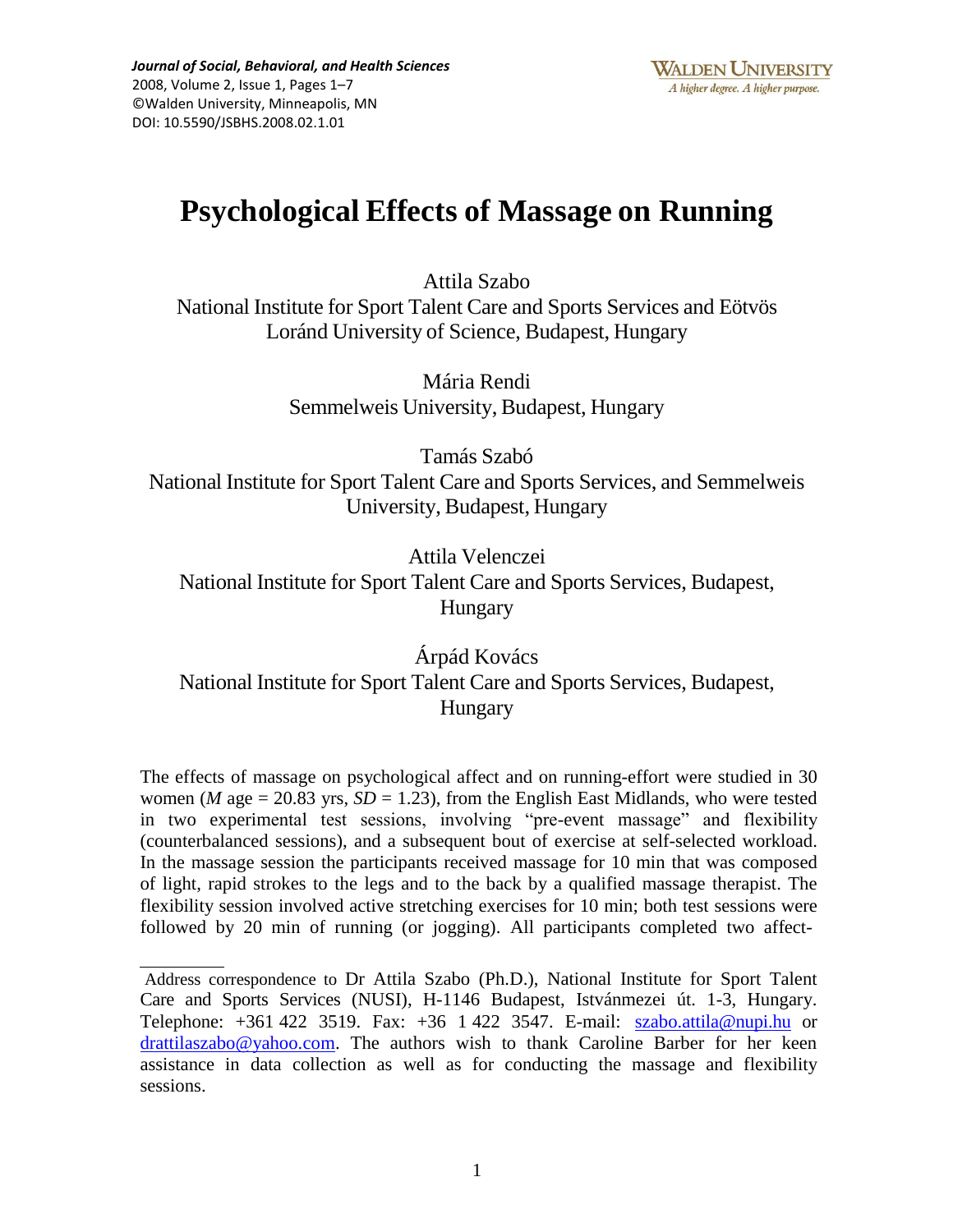# Psychological Effects of Massage on Running

Attila Szabo
National Institute for Sport Talent Care and Sports Services and Eötvös Loránd University of Science, Budapest, Hungary

Mária Rendi
Semmelweis University, Budapest, Hungary

Tamás Szabó
National Institute for Sport Talent Care and Sports Services, and Semmelweis University, Budapest, Hungary

Attila Velenczei
National Institute for Sport Talent Care and Sports Services, Budapest, Hungary

Árpád Kovács
National Institute for Sport Talent Care and Sports Services, Budapest, Hungary

The effects of massage on psychological affect and on running-effort were studied in 30 women (*M* age = 20.83 yrs, *SD* = 1.23), from the English East Midlands, who were tested in two experimental test sessions, involving "pre-event massage" and flexibility (counterbalanced sessions), and a subsequent bout of exercise at self-selected workload. In the massage session the participants received massage for 10 min that was composed of light, rapid strokes to the legs and to the back by a qualified massage therapist. The flexibility session involved active stretching exercises for 10 min; both test sessions were followed by 20 min of running (or jogging). All participants completed two affect-

---

Address correspondence to Dr Attila Szabo (Ph.D.), National Institute for Sport Talent Care and Sports Services (NUSI), H-1146 Budapest, Istvánmezei út. 1-3, Hungary. Telephone: +361 422 3519. Fax: +36 1 422 3547. E-mail: szabo.attila@nupi.hu or drattilaszabo@yahoo.com. The authors wish to thank Caroline Barber for her keen assistance in data collection as well as for conducting the massage and flexibility sessions.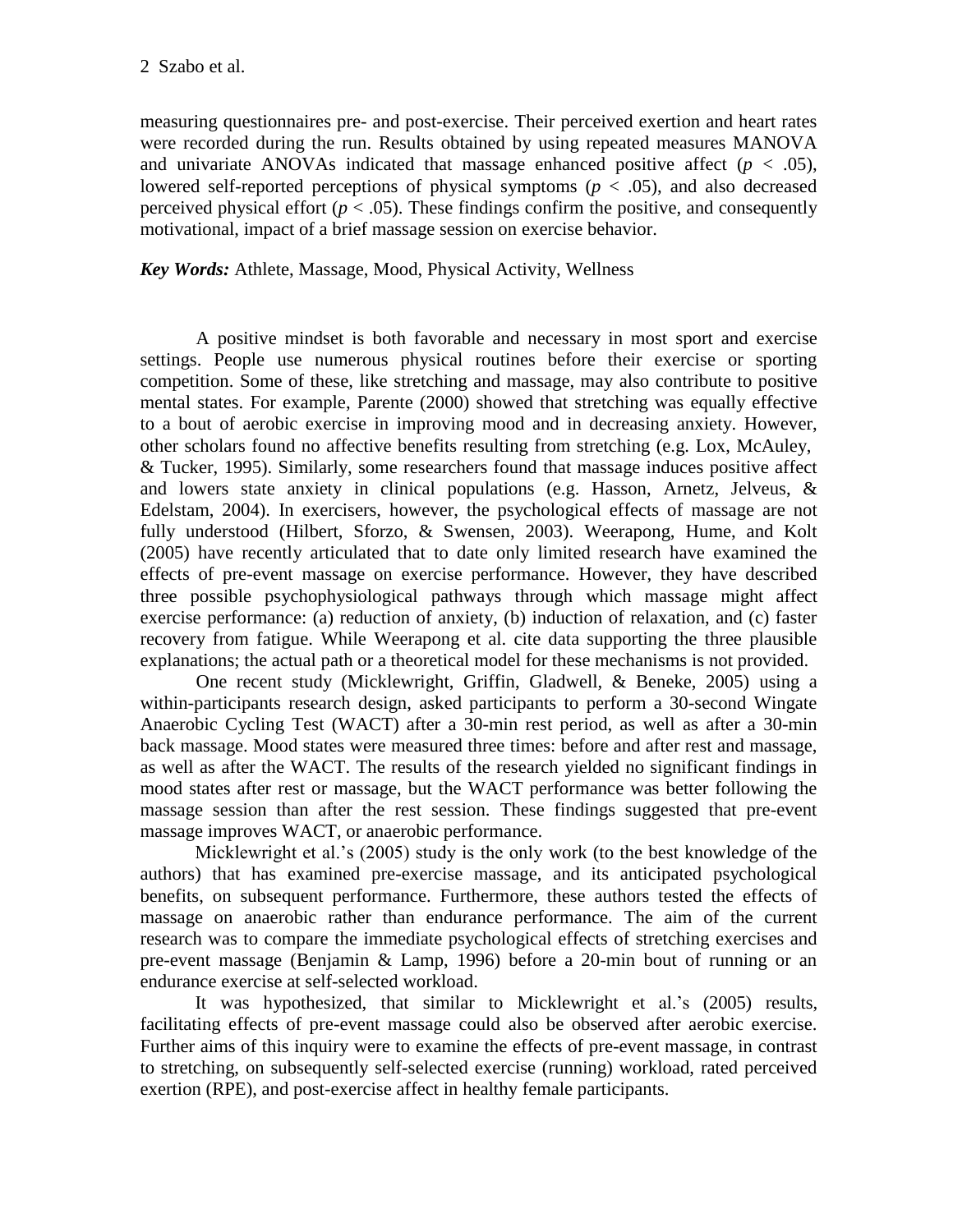measuring questionnaires pre- and post-exercise. Their perceived exertion and heart rates were recorded during the run. Results obtained by using repeated measures MANOVA and univariate ANOVAs indicated that massage enhanced positive affect ($p < .05$), lowered self-reported perceptions of physical symptoms ($p < .05$), and also decreased perceived physical effort ($p < .05$). These findings confirm the positive, and consequently motivational, impact of a brief massage session on exercise behavior.

***Key Words:*** Athlete, Massage, Mood, Physical Activity, Wellness

A positive mindset is both favorable and necessary in most sport and exercise settings. People use numerous physical routines before their exercise or sporting competition. Some of these, like stretching and massage, may also contribute to positive mental states. For example, Parente (2000) showed that stretching was equally effective to a bout of aerobic exercise in improving mood and in decreasing anxiety. However, other scholars found no affective benefits resulting from stretching (e.g. Lox, McAuley, & Tucker, 1995). Similarly, some researchers found that massage induces positive affect and lowers state anxiety in clinical populations (e.g. Hasson, Arnetz, Jelveus, & Edelstam, 2004). In exercisers, however, the psychological effects of massage are not fully understood (Hilbert, Sforzo, & Swensen, 2003). Weerapong, Hume, and Kolt (2005) have recently articulated that to date only limited research have examined the effects of pre-event massage on exercise performance. However, they have described three possible psychophysiological pathways through which massage might affect exercise performance: (a) reduction of anxiety, (b) induction of relaxation, and (c) faster recovery from fatigue. While Weerapong et al. cite data supporting the three plausible explanations; the actual path or a theoretical model for these mechanisms is not provided.

One recent study (Micklewright, Griffin, Gladwell, & Beneke, 2005) using a within-participants research design, asked participants to perform a 30-second Wingate Anaerobic Cycling Test (WACT) after a 30-min rest period, as well as after a 30-min back massage. Mood states were measured three times: before and after rest and massage, as well as after the WACT. The results of the research yielded no significant findings in mood states after rest or massage, but the WACT performance was better following the massage session than after the rest session. These findings suggested that pre-event massage improves WACT, or anaerobic performance.

Micklewright et al.'s (2005) study is the only work (to the best knowledge of the authors) that has examined pre-exercise massage, and its anticipated psychological benefits, on subsequent performance. Furthermore, these authors tested the effects of massage on anaerobic rather than endurance performance. The aim of the current research was to compare the immediate psychological effects of stretching exercises and pre-event massage (Benjamin & Lamp, 1996) before a 20-min bout of running or an endurance exercise at self-selected workload.

It was hypothesized, that similar to Micklewright et al.'s (2005) results, facilitating effects of pre-event massage could also be observed after aerobic exercise. Further aims of this inquiry were to examine the effects of pre-event massage, in contrast to stretching, on subsequently self-selected exercise (running) workload, rated perceived exertion (RPE), and post-exercise affect in healthy female participants.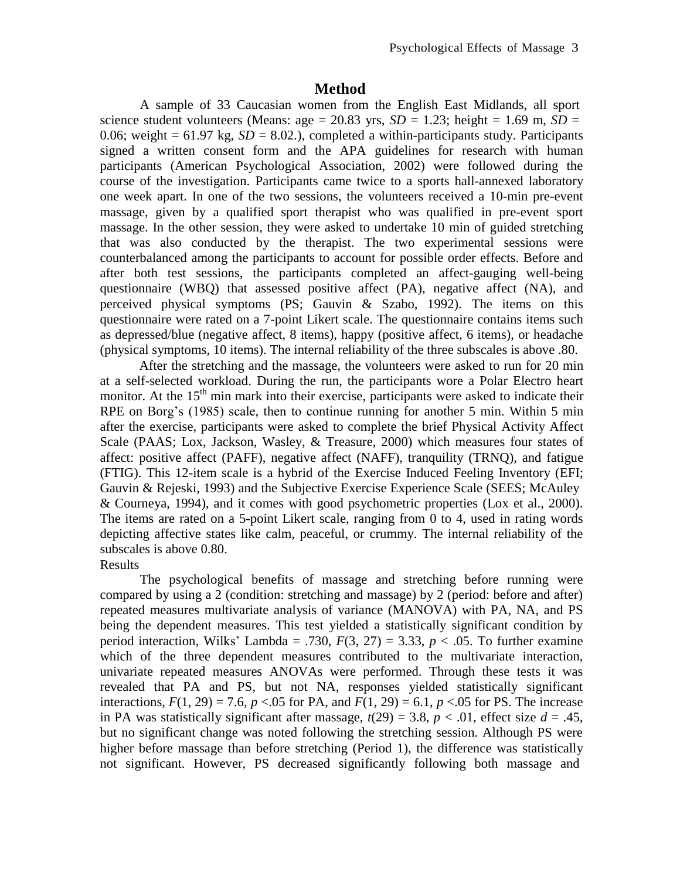## Method

A sample of 33 Caucasian women from the English East Midlands, all sport science student volunteers (Means: age = 20.83 yrs, *SD* = 1.23; height = 1.69 m, *SD* = 0.06; weight = 61.97 kg, *SD* = 8.02.), completed a within-participants study. Participants signed a written consent form and the APA guidelines for research with human participants (American Psychological Association, 2002) were followed during the course of the investigation. Participants came twice to a sports hall-annexed laboratory one week apart. In one of the two sessions, the volunteers received a 10-min pre-event massage, given by a qualified sport therapist who was qualified in pre-event sport massage. In the other session, they were asked to undertake 10 min of guided stretching that was also conducted by the therapist. The two experimental sessions were counterbalanced among the participants to account for possible order effects. Before and after both test sessions, the participants completed an affect-gauging well-being questionnaire (WBQ) that assessed positive affect (PA), negative affect (NA), and perceived physical symptoms (PS; Gauvin & Szabo, 1992). The items on this questionnaire were rated on a 7-point Likert scale. The questionnaire contains items such as depressed/blue (negative affect, 8 items), happy (positive affect, 6 items), or headache (physical symptoms, 10 items). The internal reliability of the three subscales is above .80.

After the stretching and the massage, the volunteers were asked to run for 20 min at a self-selected workload. During the run, the participants wore a Polar Electro heart monitor. At the 15th min mark into their exercise, participants were asked to indicate their RPE on Borg's (1985) scale, then to continue running for another 5 min. Within 5 min after the exercise, participants were asked to complete the brief Physical Activity Affect Scale (PAAS; Lox, Jackson, Wasley, & Treasure, 2000) which measures four states of affect: positive affect (PAFF), negative affect (NAFF), tranquility (TRNQ), and fatigue (FTIG). This 12-item scale is a hybrid of the Exercise Induced Feeling Inventory (EFI; Gauvin & Rejeski, 1993) and the Subjective Exercise Experience Scale (SEES; McAuley & Courneya, 1994), and it comes with good psychometric properties (Lox et al., 2000). The items are rated on a 5-point Likert scale, ranging from 0 to 4, used in rating words depicting affective states like calm, peaceful, or crummy. The internal reliability of the subscales is above 0.80.

Results

The psychological benefits of massage and stretching before running were compared by using a 2 (condition: stretching and massage) by 2 (period: before and after) repeated measures multivariate analysis of variance (MANOVA) with PA, NA, and PS being the dependent measures. This test yielded a statistically significant condition by period interaction, Wilks' Lambda = .730, $F(3, 27) = 3.33$, $p < .05$. To further examine which of the three dependent measures contributed to the multivariate interaction, univariate repeated measures ANOVAs were performed. Through these tests it was revealed that PA and PS, but not NA, responses yielded statistically significant interactions, $F(1, 29) = 7.6$, $p < .05$ for PA, and $F(1, 29) = 6.1$, $p < .05$ for PS. The increase in PA was statistically significant after massage, $t(29) = 3.8$, $p < .01$, effect size $d = .45$, but no significant change was noted following the stretching session. Although PS were higher before massage than before stretching (Period 1), the difference was statistically not significant. However, PS decreased significantly following both massage and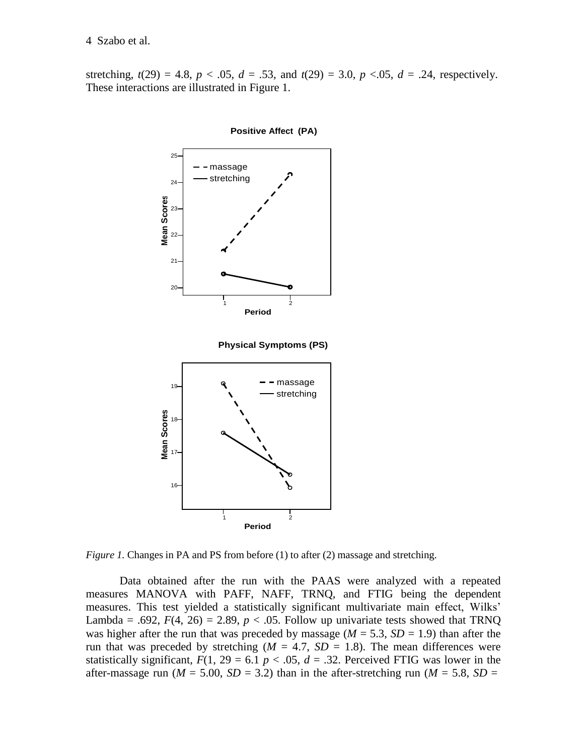stretching, $t(29) = 4.8$, $p < .05$, $d = .53$, and $t(29) = 3.0$, $p < .05$, $d = .24$, respectively. These interactions are illustrated in Figure 1.

*Figure 1.* Changes in PA and PS from before (1) to after (2) massage and stretching.

Data obtained after the run with the PAAS were analyzed with a repeated measures MANOVA with PAFF, NAFF, TRNQ, and FTIG being the dependent measures. This test yielded a statistically significant multivariate main effect, Wilks' Lambda = .692, $F(4, 26) = 2.89$, $p < .05$. Follow up univariate tests showed that TRNQ was higher after the run that was preceded by massage ($M = 5.3$, $SD = 1.9$) than after the run that was preceded by stretching ($M = 4.7$, $SD = 1.8$). The mean differences were statistically significant, $F(1, 29 = 6.1$ $p < .05$, $d = .32$. Perceived FTIG was lower in the after-massage run ($M = 5.00$, $SD = 3.2$) than in the after-stretching run ($M = 5.8$, $SD =$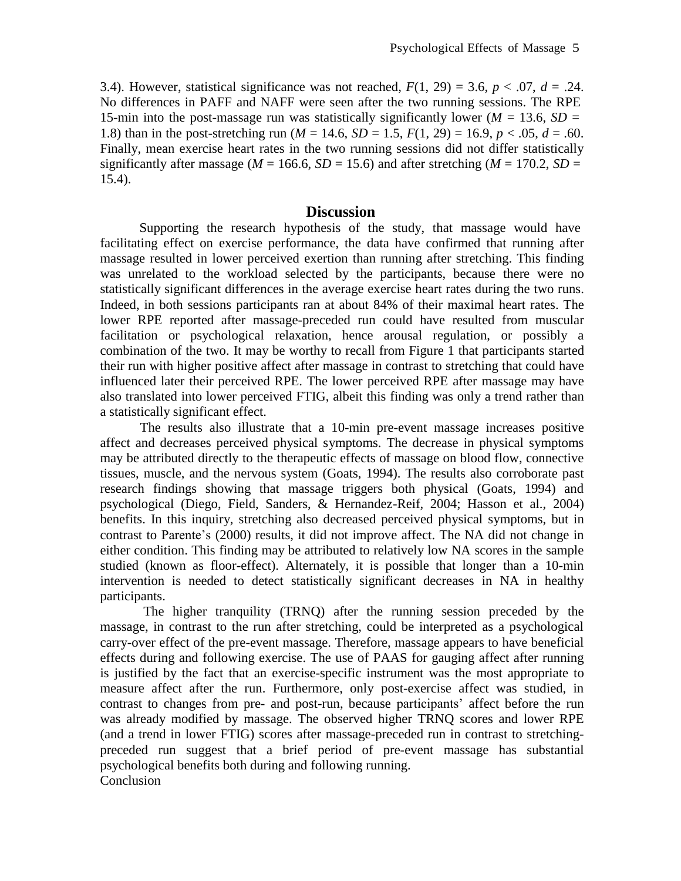3.4). However, statistical significance was not reached, $F(1, 29) = 3.6$, $p < .07$, $d = .24$. No differences in PAFF and NAFF were seen after the two running sessions. The RPE 15-min into the post-massage run was statistically significantly lower ($M = 13.6$, $SD = 1.8$) than in the post-stretching run ($M = 14.6$, $SD = 1.5$, $F(1, 29) = 16.9$, $p < .05$, $d = .60$. Finally, mean exercise heart rates in the two running sessions did not differ statistically significantly after massage ($M = 166.6$, $SD = 15.6$) and after stretching ($M = 170.2$, $SD = 15.4$).

## Discussion

Supporting the research hypothesis of the study, that massage would have facilitating effect on exercise performance, the data have confirmed that running after massage resulted in lower perceived exertion than running after stretching. This finding was unrelated to the workload selected by the participants, because there were no statistically significant differences in the average exercise heart rates during the two runs. Indeed, in both sessions participants ran at about 84% of their maximal heart rates. The lower RPE reported after massage-preceded run could have resulted from muscular facilitation or psychological relaxation, hence arousal regulation, or possibly a combination of the two. It may be worthy to recall from Figure 1 that participants started their run with higher positive affect after massage in contrast to stretching that could have influenced later their perceived RPE. The lower perceived RPE after massage may have also translated into lower perceived FTIG, albeit this finding was only a trend rather than a statistically significant effect.

The results also illustrate that a 10-min pre-event massage increases positive affect and decreases perceived physical symptoms. The decrease in physical symptoms may be attributed directly to the therapeutic effects of massage on blood flow, connective tissues, muscle, and the nervous system (Goats, 1994). The results also corroborate past research findings showing that massage triggers both physical (Goats, 1994) and psychological (Diego, Field, Sanders, & Hernandez-Reif, 2004; Hasson et al., 2004) benefits. In this inquiry, stretching also decreased perceived physical symptoms, but in contrast to Parente's (2000) results, it did not improve affect. The NA did not change in either condition. This finding may be attributed to relatively low NA scores in the sample studied (known as floor-effect). Alternately, it is possible that longer than a 10-min intervention is needed to detect statistically significant decreases in NA in healthy participants.

The higher tranquility (TRNQ) after the running session preceded by the massage, in contrast to the run after stretching, could be interpreted as a psychological carry-over effect of the pre-event massage. Therefore, massage appears to have beneficial effects during and following exercise. The use of PAAS for gauging affect after running is justified by the fact that an exercise-specific instrument was the most appropriate to measure affect after the run. Furthermore, only post-exercise affect was studied, in contrast to changes from pre- and post-run, because participants' affect before the run was already modified by massage. The observed higher TRNQ scores and lower RPE (and a trend in lower FTIG) scores after massage-preceded run in contrast to stretching-preceded run suggest that a brief period of pre-event massage has substantial psychological benefits both during and following running.

Conclusion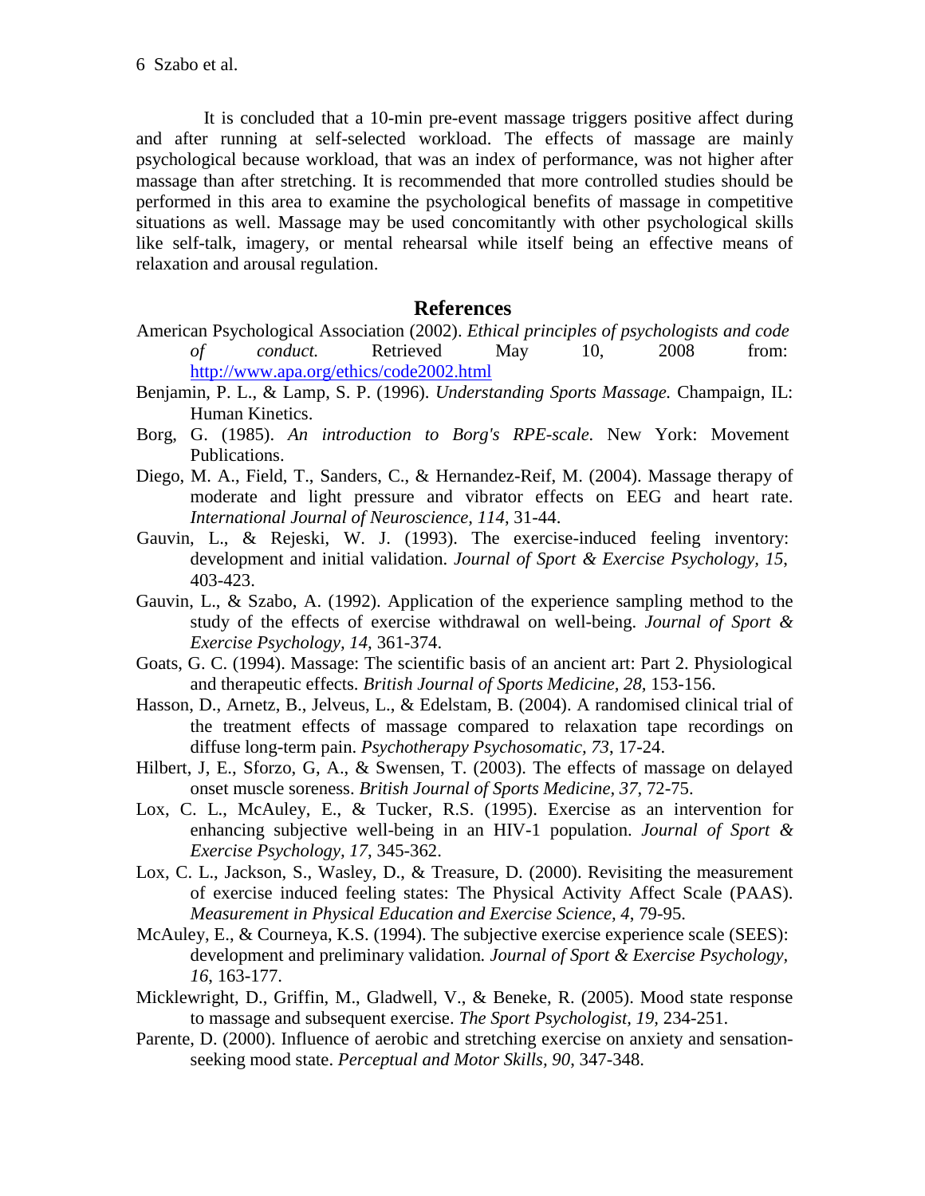It is concluded that a 10-min pre-event massage triggers positive affect during and after running at self-selected workload. The effects of massage are mainly psychological because workload, that was an index of performance, was not higher after massage than after stretching. It is recommended that more controlled studies should be performed in this area to examine the psychological benefits of massage in competitive situations as well. Massage may be used concomitantly with other psychological skills like self-talk, imagery, or mental rehearsal while itself being an effective means of relaxation and arousal regulation.

## References

American Psychological Association (2002). *Ethical principles of psychologists and code of conduct.* Retrieved May 10, 2008 from: http://www.apa.org/ethics/code2002.html

Benjamin, P. L., & Lamp, S. P. (1996). *Understanding Sports Massage.* Champaign, IL: Human Kinetics.

Borg, G. (1985). *An introduction to Borg's RPE-scale*. New York: Movement Publications.

Diego, M. A., Field, T., Sanders, C., & Hernandez-Reif, M. (2004). Massage therapy of moderate and light pressure and vibrator effects on EEG and heart rate. *International Journal of Neuroscience, 114*, 31-44.

Gauvin, L., & Rejeski, W. J. (1993). The exercise-induced feeling inventory: development and initial validation. *Journal of Sport & Exercise Psychology, 15*, 403-423.

Gauvin, L., & Szabo, A. (1992). Application of the experience sampling method to the study of the effects of exercise withdrawal on well-being. *Journal of Sport & Exercise Psychology, 14*, 361-374.

Goats, G. C. (1994). Massage: The scientific basis of an ancient art: Part 2. Physiological and therapeutic effects. *British Journal of Sports Medicine*, *28,* 153-156.

Hasson, D., Arnetz, B., Jelveus, L., & Edelstam, B. (2004). A randomised clinical trial of the treatment effects of massage compared to relaxation tape recordings on diffuse long-term pain. *Psychotherapy Psychosomatic, 73*, 17-24.

Hilbert, J, E., Sforzo, G, A., & Swensen, T. (2003). The effects of massage on delayed onset muscle soreness. *British Journal of Sports Medicine, 37*, 72-75.

Lox, C. L., McAuley, E., & Tucker, R.S. (1995). Exercise as an intervention for enhancing subjective well-being in an HIV-1 population. *Journal of Sport & Exercise Psychology, 17*, 345-362.

Lox, C. L., Jackson, S., Wasley, D., & Treasure, D. (2000). Revisiting the measurement of exercise induced feeling states: The Physical Activity Affect Scale (PAAS). *Measurement in Physical Education and Exercise Science, 4*, 79-95.

McAuley, E., & Courneya, K.S. (1994). The subjective exercise experience scale (SEES): development and preliminary validation*. Journal of Sport & Exercise Psychology, 16*, 163-177.

Micklewright, D., Griffin, M., Gladwell, V., & Beneke, R. (2005). Mood state response to massage and subsequent exercise. *The Sport Psychologist, 19,* 234-251.

Parente, D. (2000). Influence of aerobic and stretching exercise on anxiety and sensation-seeking mood state. *Perceptual and Motor Skills, 90*, 347-348.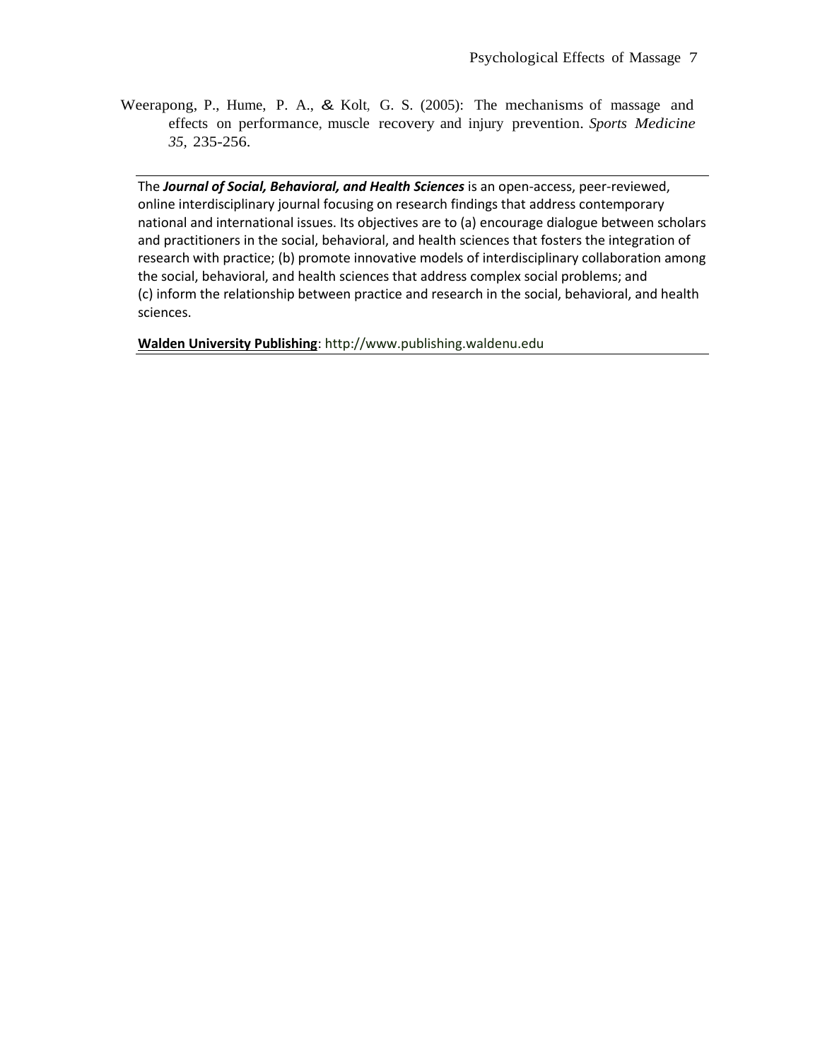Weerapong, P., Hume, P. A., & Kolt, G. S. (2005): The mechanisms of massage and effects on performance, muscle recovery and injury prevention. *Sports Medicine 35*, 235-256.

---

The ***Journal of Social, Behavioral, and Health Sciences*** is an open-access, peer-reviewed, online interdisciplinary journal focusing on research findings that address contemporary national and international issues. Its objectives are to (a) encourage dialogue between scholars and practitioners in the social, behavioral, and health sciences that fosters the integration of research with practice; (b) promote innovative models of interdisciplinary collaboration among the social, behavioral, and health sciences that address complex social problems; and (c) inform the relationship between practice and research in the social, behavioral, and health sciences.

**Walden University Publishing**: http://www.publishing.waldenu.edu

---